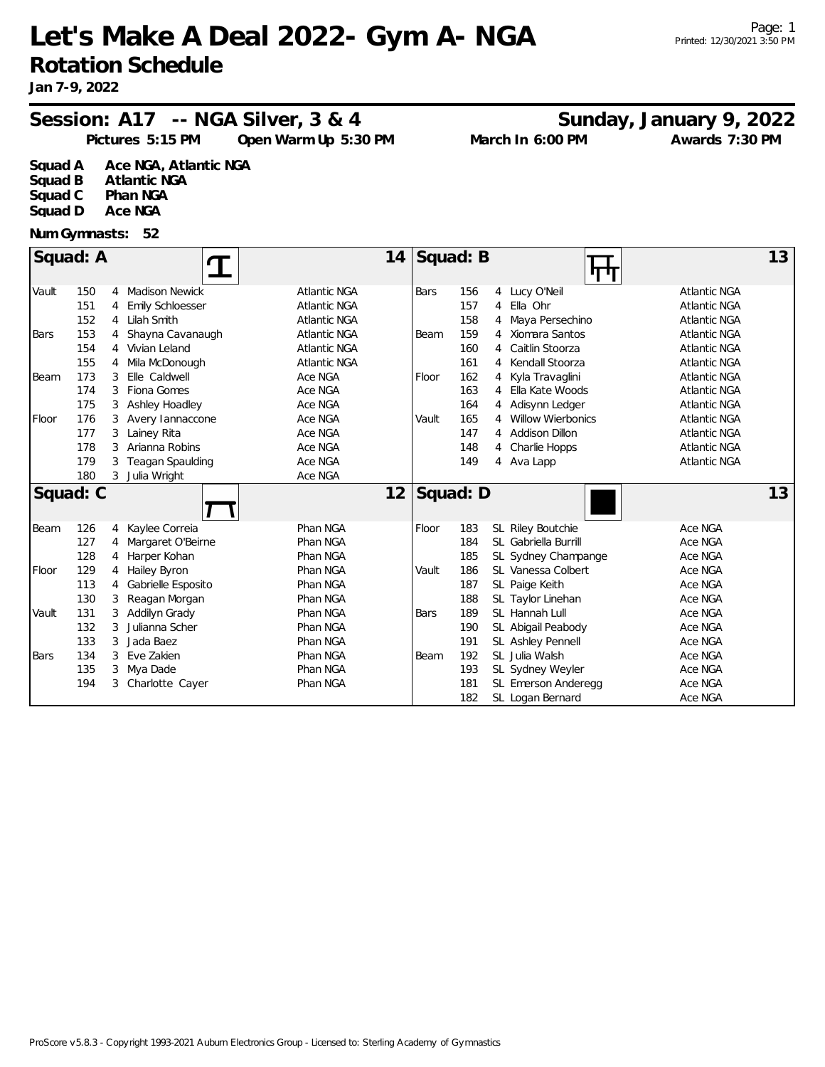# Let's Make A Deal 2022- Gym A- NGA

## Rotation Schedule

**Jan 7-9, 2022**

## Session: A17 -- NGA Silver, 3 & 4

**Sunday, January 9, 2022**

**Pictures 5:15 PM** | **Open Warm Up 5:30 PM** | **March In 6:00 PM** | **Awards 7:30 PM**

**Squad A** Ace NGA, Atlantic NGA
**Squad B** Atlantic NGA
**Squad C** Phan NGA
**Squad D** Ace NGA

**Num Gymnasts: 52**

### Squad: A (14)

| Event | # | Level | Name | Team |
|---|---|---|---|---|
| Vault | 150 | 4 | Madison Newick | Atlantic NGA |
| | 151 | 4 | Emily Schloesser | Atlantic NGA |
| | 152 | 4 | Lilah Smith | Atlantic NGA |
| Bars | 153 | 4 | Shayna Cavanaugh | Atlantic NGA |
| | 154 | 4 | Vivian Leland | Atlantic NGA |
| | 155 | 4 | Mila McDonough | Atlantic NGA |
| Beam | 173 | 3 | Elle Caldwell | Ace NGA |
| | 174 | 3 | Fiona Gomes | Ace NGA |
| | 175 | 3 | Ashley Hoadley | Ace NGA |
| Floor | 176 | 3 | Avery Iannaccone | Ace NGA |
| | 177 | 3 | Lainey Rita | Ace NGA |
| | 178 | 3 | Arianna Robins | Ace NGA |
| | 179 | 3 | Teagan Spaulding | Ace NGA |
| | 180 | 3 | Julia Wright | Ace NGA |

### Squad: B (13)

| Event | # | Level | Name | Team |
|---|---|---|---|---|
| Bars | 156 | 4 | Lucy O'Neil | Atlantic NGA |
| | 157 | 4 | Ella Ohr | Atlantic NGA |
| | 158 | 4 | Maya Persechino | Atlantic NGA |
| Beam | 159 | 4 | Xiomara Santos | Atlantic NGA |
| | 160 | 4 | Caitlin Stoorza | Atlantic NGA |
| | 161 | 4 | Kendall Stoorza | Atlantic NGA |
| Floor | 162 | 4 | Kyla Travaglini | Atlantic NGA |
| | 163 | 4 | Ella Kate Woods | Atlantic NGA |
| | 164 | 4 | Adisynn Ledger | Atlantic NGA |
| Vault | 165 | 4 | Willow Wierbonics | Atlantic NGA |
| | 147 | 4 | Addison Dillon | Atlantic NGA |
| | 148 | 4 | Charlie Hopps | Atlantic NGA |
| | 149 | 4 | Ava Lapp | Atlantic NGA |

### Squad: C (12)

| Event | # | Level | Name | Team |
|---|---|---|---|---|
| Beam | 126 | 4 | Kaylee Correia | Phan NGA |
| | 127 | 4 | Margaret O'Beirne | Phan NGA |
| | 128 | 4 | Harper Kohan | Phan NGA |
| Floor | 129 | 4 | Hailey Byron | Phan NGA |
| | 113 | 4 | Gabrielle Esposito | Phan NGA |
| | 130 | 3 | Reagan Morgan | Phan NGA |
| Vault | 131 | 3 | Addilyn Grady | Phan NGA |
| | 132 | 3 | Julianna Scher | Phan NGA |
| | 133 | 3 | Jada Baez | Phan NGA |
| Bars | 134 | 3 | Eve Zakien | Phan NGA |
| | 135 | 3 | Mya Dade | Phan NGA |
| | 194 | 3 | Charlotte Cayer | Phan NGA |

### Squad: D (13)

| Event | # | Level | Name | Team |
|---|---|---|---|---|
| Floor | 183 | SL | Riley Boutchie | Ace NGA |
| | 184 | SL | Gabriella Burrill | Ace NGA |
| | 185 | SL | Sydney Champange | Ace NGA |
| Vault | 186 | SL | Vanessa Colbert | Ace NGA |
| | 187 | SL | Paige Keith | Ace NGA |
| | 188 | SL | Taylor Linehan | Ace NGA |
| Bars | 189 | SL | Hannah Lull | Ace NGA |
| | 190 | SL | Abigail Peabody | Ace NGA |
| | 191 | SL | Ashley Pennell | Ace NGA |
| Beam | 192 | SL | Julia Walsh | Ace NGA |
| | 193 | SL | Sydney Weyler | Ace NGA |
| | 181 | SL | Emerson Anderegg | Ace NGA |
| | 182 | SL | Logan Bernard | Ace NGA |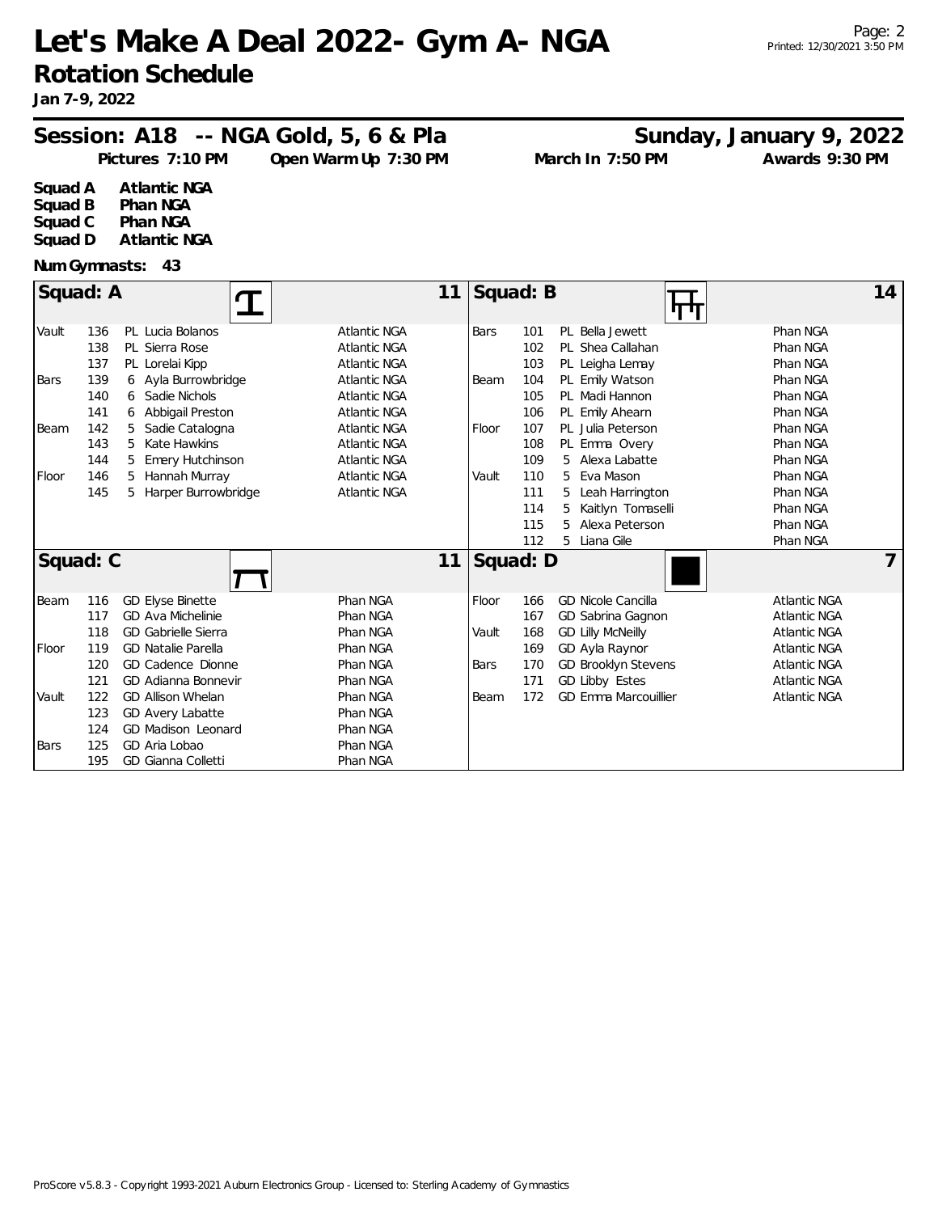# Let's Make A Deal 2022- Gym A- NGA

## Rotation Schedule

**Jan 7-9, 2022**

## Session: A18 -- NGA Gold, 5, 6 & Pla

**Sunday, January 9, 2022**

**Pictures 7:10 PM** | **Open Warm Up 7:30 PM** | **March In 7:50 PM** | **Awards 9:30 PM**

**Squad A** Atlantic NGA
**Squad B** Phan NGA
**Squad C** Phan NGA
**Squad D** Atlantic NGA

**Num Gymnasts: 43**

### Squad: A — 11

| | | | |
|---|---|---|---|
| Vault | 136 | PL Lucia Bolanos | Atlantic NGA |
| | 138 | PL Sierra Rose | Atlantic NGA |
| | 137 | PL Lorelai Kipp | Atlantic NGA |
| Bars | 139 | 6 Ayla Burrowbridge | Atlantic NGA |
| | 140 | 6 Sadie Nichols | Atlantic NGA |
| | 141 | 6 Abbigail Preston | Atlantic NGA |
| Beam | 142 | 5 Sadie Catalogna | Atlantic NGA |
| | 143 | 5 Kate Hawkins | Atlantic NGA |
| | 144 | 5 Emery Hutchinson | Atlantic NGA |
| Floor | 146 | 5 Hannah Murray | Atlantic NGA |
| | 145 | 5 Harper Burrowbridge | Atlantic NGA |

### Squad: B — 14

| | | | |
|---|---|---|---|
| Bars | 101 | PL Bella Jewett | Phan NGA |
| | 102 | PL Shea Callahan | Phan NGA |
| | 103 | PL Leigha Lemay | Phan NGA |
| Beam | 104 | PL Emily Watson | Phan NGA |
| | 105 | PL Madi Hannon | Phan NGA |
| | 106 | PL Emily Ahearn | Phan NGA |
| Floor | 107 | PL Julia Peterson | Phan NGA |
| | 108 | PL Emma Overy | Phan NGA |
| | 109 | 5 Alexa Labatte | Phan NGA |
| Vault | 110 | 5 Eva Mason | Phan NGA |
| | 111 | 5 Leah Harrington | Phan NGA |
| | 114 | 5 Kaitlyn Tomaselli | Phan NGA |
| | 115 | 5 Alexa Peterson | Phan NGA |
| | 112 | 5 Liana Gile | Phan NGA |

### Squad: C — 11

| | | | |
|---|---|---|---|
| Beam | 116 | GD Elyse Binette | Phan NGA |
| | 117 | GD Ava Michelinie | Phan NGA |
| | 118 | GD Gabrielle Sierra | Phan NGA |
| Floor | 119 | GD Natalie Parella | Phan NGA |
| | 120 | GD Cadence Dionne | Phan NGA |
| | 121 | GD Adianna Bonnevir | Phan NGA |
| Vault | 122 | GD Allison Whelan | Phan NGA |
| | 123 | GD Avery Labatte | Phan NGA |
| | 124 | GD Madison Leonard | Phan NGA |
| Bars | 125 | GD Aria Lobao | Phan NGA |
| | 195 | GD Gianna Colletti | Phan NGA |

### Squad: D — 7

| | | | |
|---|---|---|---|
| Floor | 166 | GD Nicole Cancilla | Atlantic NGA |
| | 167 | GD Sabrina Gagnon | Atlantic NGA |
| Vault | 168 | GD Lilly McNeilly | Atlantic NGA |
| | 169 | GD Ayla Raynor | Atlantic NGA |
| Bars | 170 | GD Brooklyn Stevens | Atlantic NGA |
| | 171 | GD Libby Estes | Atlantic NGA |
| Beam | 172 | GD Emma Marcouillier | Atlantic NGA |